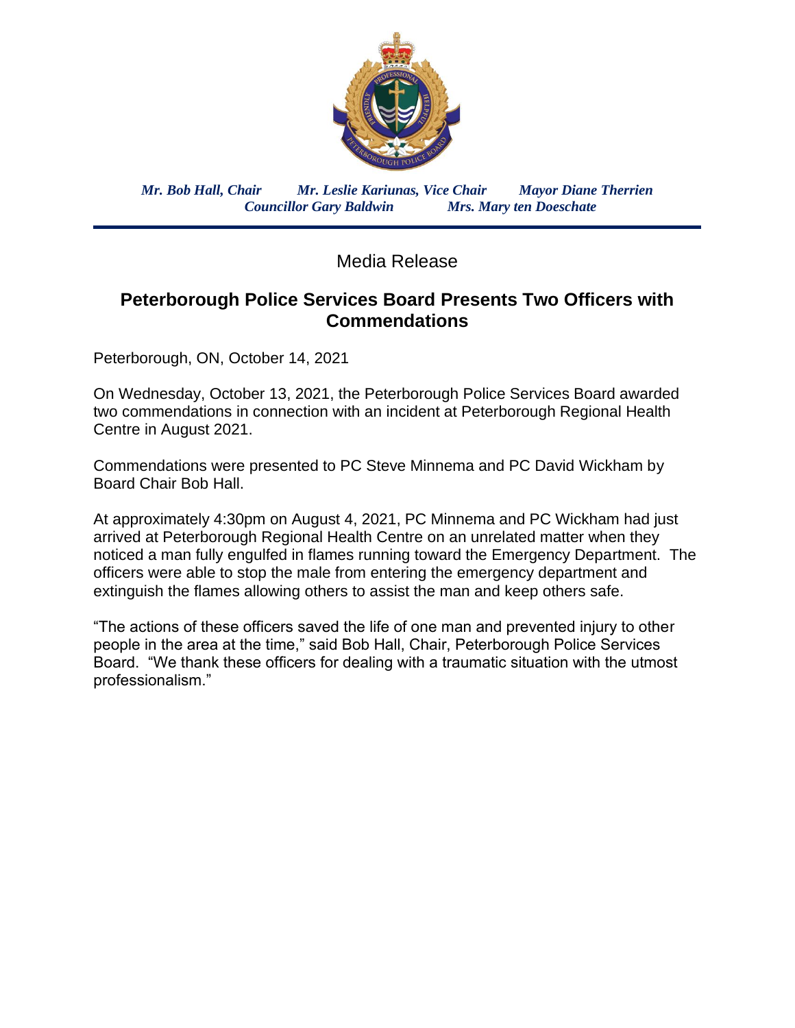*Mr. Bob Hall, Chair* *Mr. Leslie Kariunas, Vice Chair* *Mayor Diane Therrien*
*Councillor Gary Baldwin* *Mrs. Mary ten Doeschate*

Media Release

## Peterborough Police Services Board Presents Two Officers with Commendations

Peterborough, ON, October 14, 2021

On Wednesday, October 13, 2021, the Peterborough Police Services Board awarded two commendations in connection with an incident at Peterborough Regional Health Centre in August 2021.

Commendations were presented to PC Steve Minnema and PC David Wickham by Board Chair Bob Hall.

At approximately 4:30pm on August 4, 2021, PC Minnema and PC Wickham had just arrived at Peterborough Regional Health Centre on an unrelated matter when they noticed a man fully engulfed in flames running toward the Emergency Department. The officers were able to stop the male from entering the emergency department and extinguish the flames allowing others to assist the man and keep others safe.

"The actions of these officers saved the life of one man and prevented injury to other people in the area at the time," said Bob Hall, Chair, Peterborough Police Services Board. "We thank these officers for dealing with a traumatic situation with the utmost professionalism."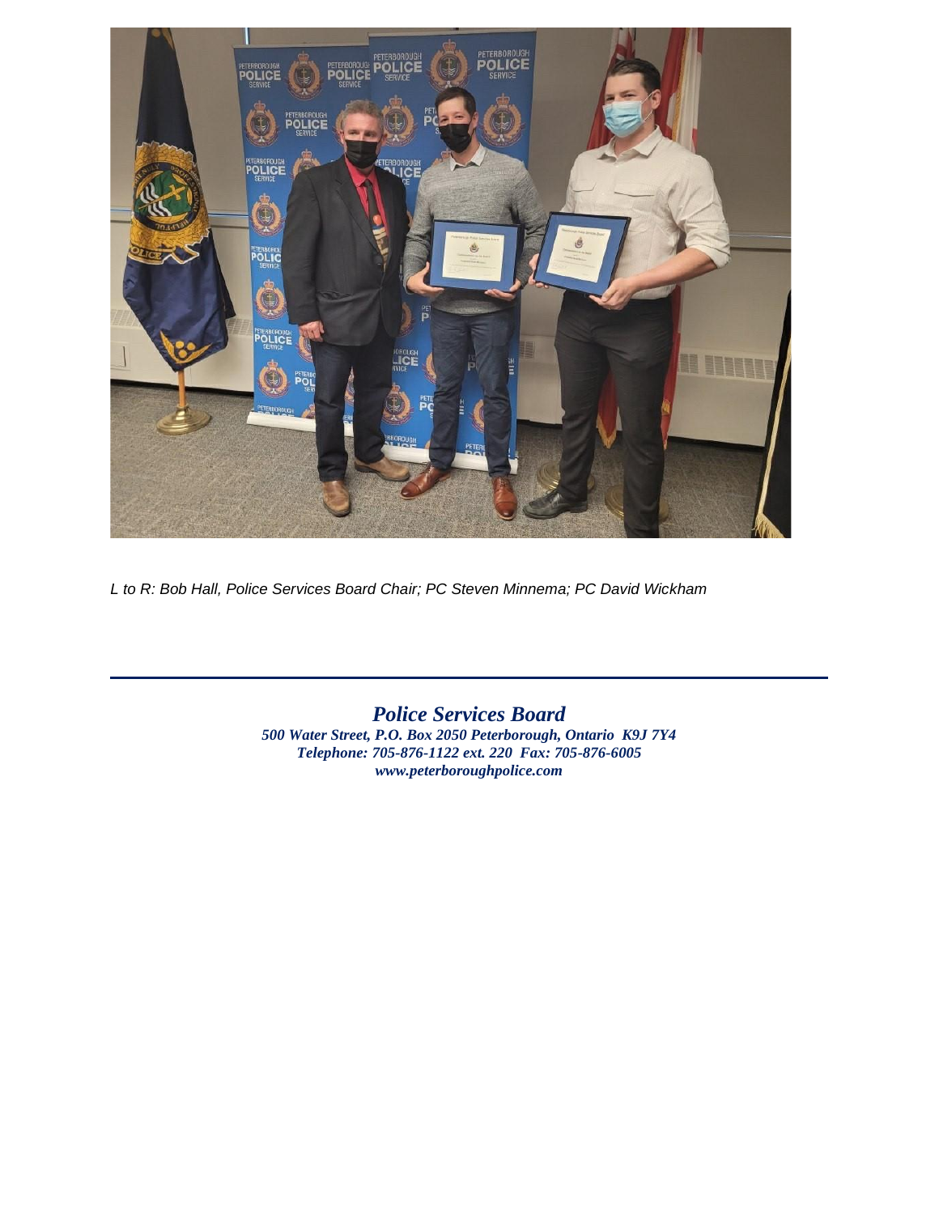*L to R: Bob Hall, Police Services Board Chair; PC Steven Minnema; PC David Wickham*

---

***Police Services Board***
***500 Water Street, P.O. Box 2050 Peterborough, Ontario K9J 7Y4***
***Telephone: 705-876-1122 ext. 220 Fax: 705-876-6005***
***www.peterboroughpolice.com***